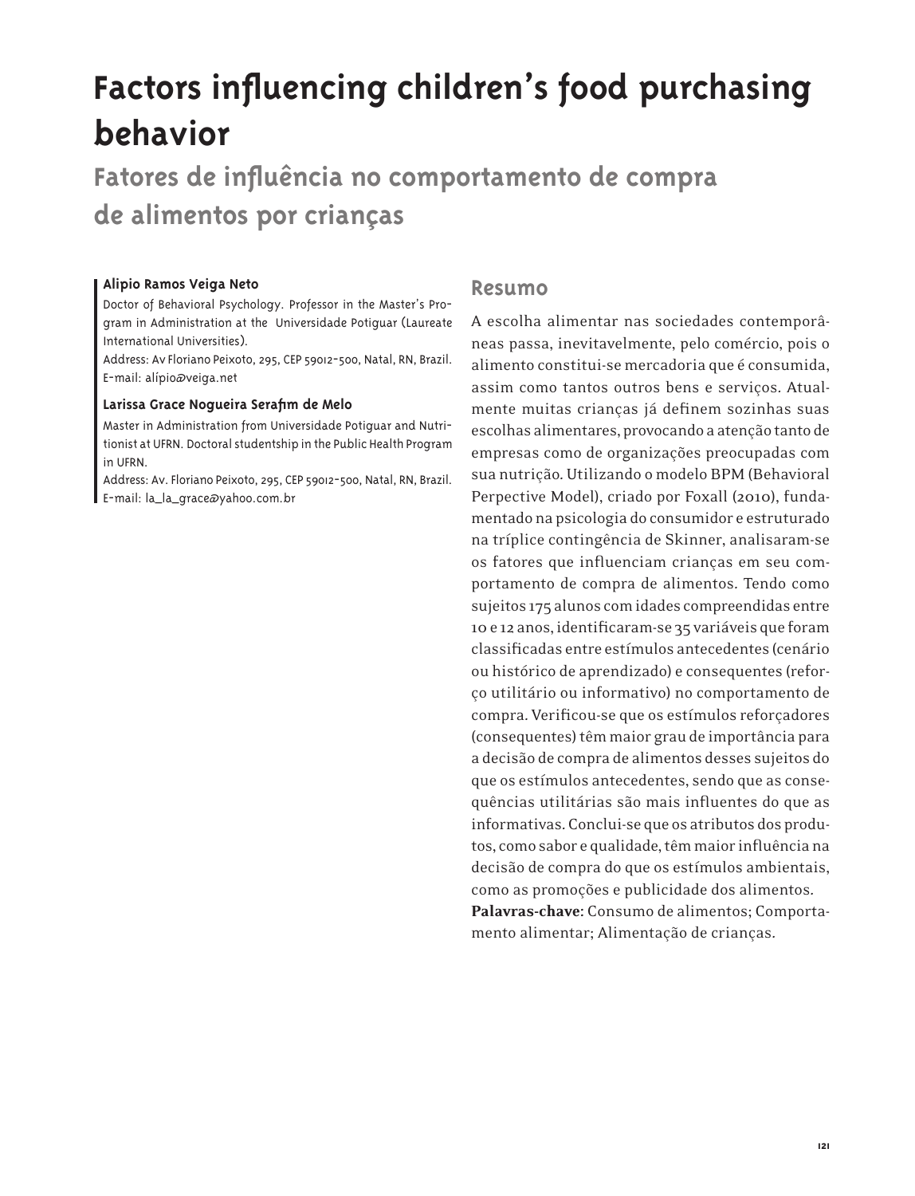# Factors influencing children's food purchasing behavior

## Fatores de influência no comportamento de compra de alimentos por crianças

**Alipio Ramos Veiga Neto**

Doctor of Behavioral Psychology. Professor in the Master's Program in Administration at the Universidade Potiguar (Laureate International Universities).

Address: Av Floriano Peixoto, 295, CEP 59012-500, Natal, RN, Brazil.

E-mail: alípio@veiga.net

**Larissa Grace Nogueira Serafim de Melo**

Master in Administration from Universidade Potiguar and Nutritionist at UFRN. Doctoral studentship in the Public Health Program in UFRN.

Address: Av. Floriano Peixoto, 295, CEP 59012-500, Natal, RN, Brazil.

E-mail: la_la_grace@yahoo.com.br

## Resumo

A escolha alimentar nas sociedades contemporâneas passa, inevitavelmente, pelo comércio, pois o alimento constitui-se mercadoria que é consumida, assim como tantos outros bens e serviços. Atualmente muitas crianças já definem sozinhas suas escolhas alimentares, provocando a atenção tanto de empresas como de organizações preocupadas com sua nutrição. Utilizando o modelo BPM (Behavioral Perpective Model), criado por Foxall (2010), fundamentado na psicologia do consumidor e estruturado na tríplice contingência de Skinner, analisaram-se os fatores que influenciam crianças em seu comportamento de compra de alimentos. Tendo como sujeitos 175 alunos com idades compreendidas entre 10 e 12 anos, identificaram-se 35 variáveis que foram classificadas entre estímulos antecedentes (cenário ou histórico de aprendizado) e consequentes (reforço utilitário ou informativo) no comportamento de compra. Verificou-se que os estímulos reforçadores (consequentes) têm maior grau de importância para a decisão de compra de alimentos desses sujeitos do que os estímulos antecedentes, sendo que as consequências utilitárias são mais influentes do que as informativas. Conclui-se que os atributos dos produtos, como sabor e qualidade, têm maior influência na decisão de compra do que os estímulos ambientais, como as promoções e publicidade dos alimentos.

**Palavras-chave:** Consumo de alimentos; Comportamento alimentar; Alimentação de crianças.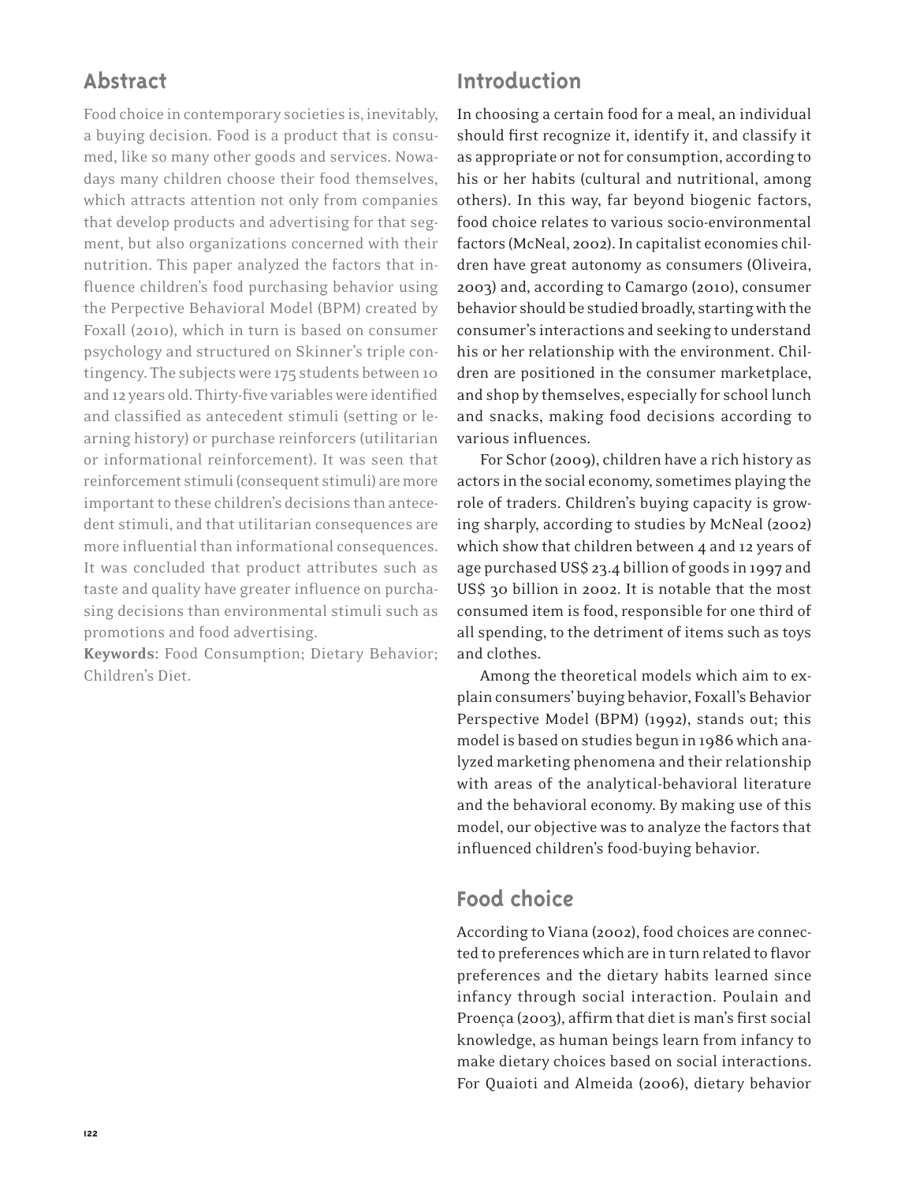## Abstract

Food choice in contemporary societies is, inevitably, a buying decision. Food is a product that is consumed, like so many other goods and services. Nowadays many children choose their food themselves, which attracts attention not only from companies that develop products and advertising for that segment, but also organizations concerned with their nutrition. This paper analyzed the factors that influence children's food purchasing behavior using the Perpective Behavioral Model (BPM) created by Foxall (2010), which in turn is based on consumer psychology and structured on Skinner's triple contingency. The subjects were 175 students between 10 and 12 years old. Thirty-five variables were identified and classified as antecedent stimuli (setting or learning history) or purchase reinforcers (utilitarian or informational reinforcement). It was seen that reinforcement stimuli (consequent stimuli) are more important to these children's decisions than antecedent stimuli, and that utilitarian consequences are more influential than informational consequences. It was concluded that product attributes such as taste and quality have greater influence on purchasing decisions than environmental stimuli such as promotions and food advertising.

**Keywords**: Food Consumption; Dietary Behavior; Children's Diet.

## Introduction

In choosing a certain food for a meal, an individual should first recognize it, identify it, and classify it as appropriate or not for consumption, according to his or her habits (cultural and nutritional, among others). In this way, far beyond biogenic factors, food choice relates to various socio-environmental factors (McNeal, 2002). In capitalist economies children have great autonomy as consumers (Oliveira, 2003) and, according to Camargo (2010), consumer behavior should be studied broadly, starting with the consumer's interactions and seeking to understand his or her relationship with the environment. Children are positioned in the consumer marketplace, and shop by themselves, especially for school lunch and snacks, making food decisions according to various influences.

For Schor (2009), children have a rich history as actors in the social economy, sometimes playing the role of traders. Children's buying capacity is growing sharply, according to studies by McNeal (2002) which show that children between 4 and 12 years of age purchased US$ 23.4 billion of goods in 1997 and US$ 30 billion in 2002. It is notable that the most consumed item is food, responsible for one third of all spending, to the detriment of items such as toys and clothes.

Among the theoretical models which aim to explain consumers' buying behavior, Foxall's Behavior Perspective Model (BPM) (1992), stands out; this model is based on studies begun in 1986 which analyzed marketing phenomena and their relationship with areas of the analytical-behavioral literature and the behavioral economy. By making use of this model, our objective was to analyze the factors that influenced children's food-buying behavior.

## Food choice

According to Viana (2002), food choices are connected to preferences which are in turn related to flavor preferences and the dietary habits learned since infancy through social interaction. Poulain and Proença (2003), affirm that diet is man's first social knowledge, as human beings learn from infancy to make dietary choices based on social interactions. For Quaioti and Almeida (2006), dietary behavior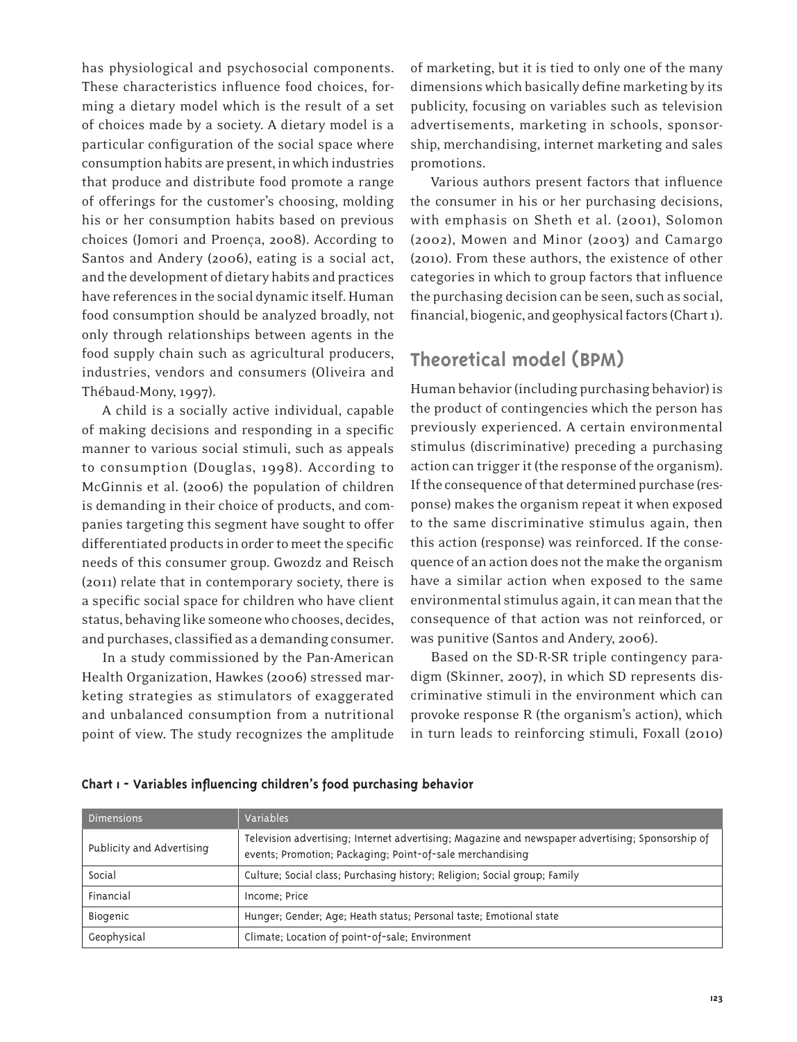has physiological and psychosocial components. These characteristics influence food choices, forming a dietary model which is the result of a set of choices made by a society. A dietary model is a particular configuration of the social space where consumption habits are present, in which industries that produce and distribute food promote a range of offerings for the customer's choosing, molding his or her consumption habits based on previous choices (Jomori and Proença, 2008). According to Santos and Andery (2006), eating is a social act, and the development of dietary habits and practices have references in the social dynamic itself. Human food consumption should be analyzed broadly, not only through relationships between agents in the food supply chain such as agricultural producers, industries, vendors and consumers (Oliveira and Thébaud-Mony, 1997).

A child is a socially active individual, capable of making decisions and responding in a specific manner to various social stimuli, such as appeals to consumption (Douglas, 1998). According to McGinnis et al. (2006) the population of children is demanding in their choice of products, and companies targeting this segment have sought to offer differentiated products in order to meet the specific needs of this consumer group. Gwozdz and Reisch (2011) relate that in contemporary society, there is a specific social space for children who have client status, behaving like someone who chooses, decides, and purchases, classified as a demanding consumer.

In a study commissioned by the Pan-American Health Organization, Hawkes (2006) stressed marketing strategies as stimulators of exaggerated and unbalanced consumption from a nutritional point of view. The study recognizes the amplitude of marketing, but it is tied to only one of the many dimensions which basically define marketing by its publicity, focusing on variables such as television advertisements, marketing in schools, sponsorship, merchandising, internet marketing and sales promotions.

Various authors present factors that influence the consumer in his or her purchasing decisions, with emphasis on Sheth et al. (2001), Solomon (2002), Mowen and Minor (2003) and Camargo (2010). From these authors, the existence of other categories in which to group factors that influence the purchasing decision can be seen, such as social, financial, biogenic, and geophysical factors (Chart 1).

## Theoretical model (BPM)

Human behavior (including purchasing behavior) is the product of contingencies which the person has previously experienced. A certain environmental stimulus (discriminative) preceding a purchasing action can trigger it (the response of the organism). If the consequence of that determined purchase (response) makes the organism repeat it when exposed to the same discriminative stimulus again, then this action (response) was reinforced. If the consequence of an action does not the make the organism have a similar action when exposed to the same environmental stimulus again, it can mean that the consequence of that action was not reinforced, or was punitive (Santos and Andery, 2006).

Based on the SD-R-SR triple contingency paradigm (Skinner, 2007), in which SD represents discriminative stimuli in the environment which can provoke response R (the organism's action), which in turn leads to reinforcing stimuli, Foxall (2010)

**Chart 1 - Variables influencing children's food purchasing behavior**

| Dimensions | Variables |
|---|---|
| Publicity and Advertising | Television advertising; Internet advertising; Magazine and newspaper advertising; Sponsorship of events; Promotion; Packaging; Point-of-sale merchandising |
| Social | Culture; Social class; Purchasing history; Religion; Social group; Family |
| Financial | Income; Price |
| Biogenic | Hunger; Gender; Age; Heath status; Personal taste; Emotional state |
| Geophysical | Climate; Location of point-of-sale; Environment |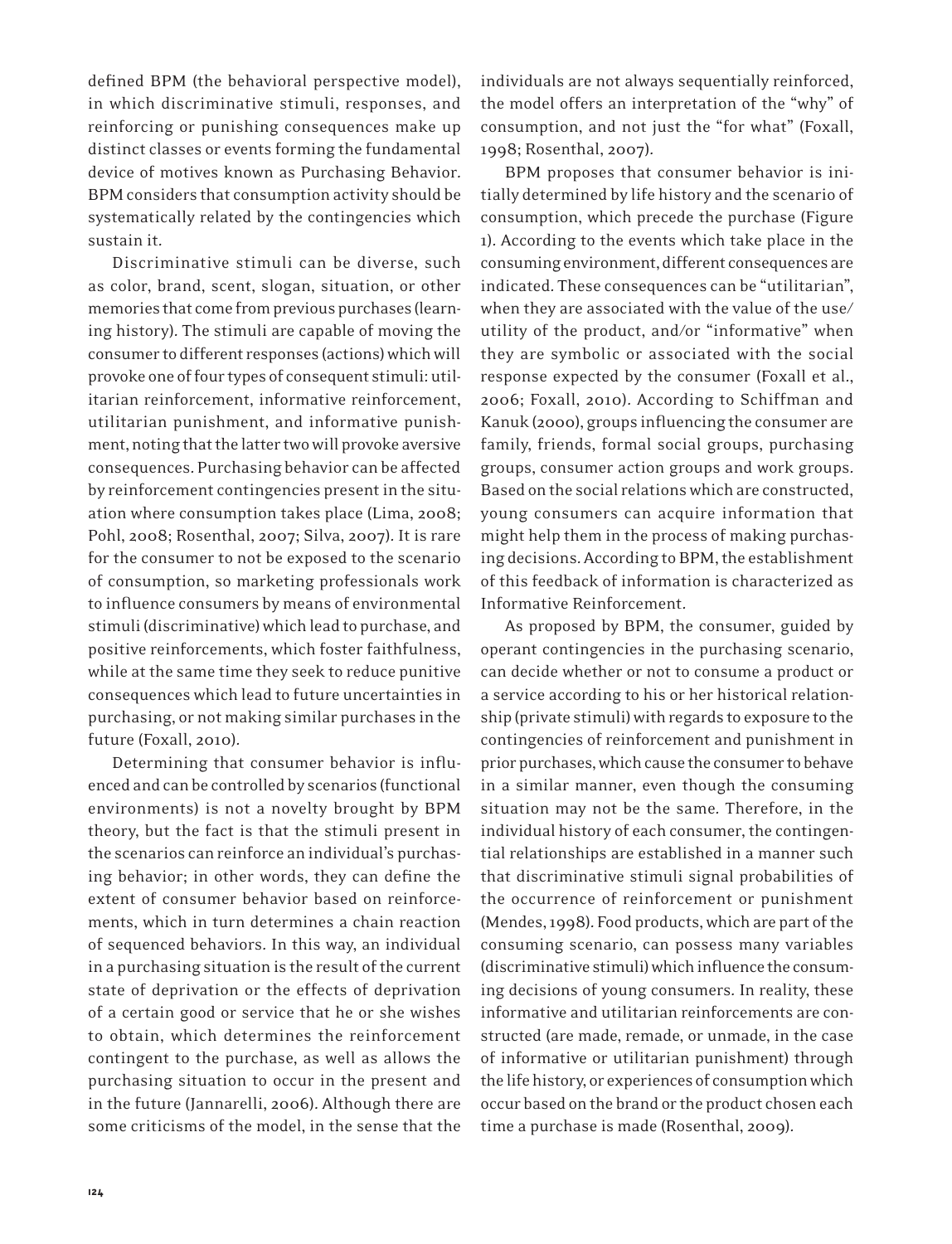defined BPM (the behavioral perspective model), in which discriminative stimuli, responses, and reinforcing or punishing consequences make up distinct classes or events forming the fundamental device of motives known as Purchasing Behavior. BPM considers that consumption activity should be systematically related by the contingencies which sustain it.

Discriminative stimuli can be diverse, such as color, brand, scent, slogan, situation, or other memories that come from previous purchases (learning history). The stimuli are capable of moving the consumer to different responses (actions) which will provoke one of four types of consequent stimuli: utilitarian reinforcement, informative reinforcement, utilitarian punishment, and informative punishment, noting that the latter two will provoke aversive consequences. Purchasing behavior can be affected by reinforcement contingencies present in the situation where consumption takes place (Lima, 2008; Pohl, 2008; Rosenthal, 2007; Silva, 2007). It is rare for the consumer to not be exposed to the scenario of consumption, so marketing professionals work to influence consumers by means of environmental stimuli (discriminative) which lead to purchase, and positive reinforcements, which foster faithfulness, while at the same time they seek to reduce punitive consequences which lead to future uncertainties in purchasing, or not making similar purchases in the future (Foxall, 2010).

Determining that consumer behavior is influenced and can be controlled by scenarios (functional environments) is not a novelty brought by BPM theory, but the fact is that the stimuli present in the scenarios can reinforce an individual's purchasing behavior; in other words, they can define the extent of consumer behavior based on reinforcements, which in turn determines a chain reaction of sequenced behaviors. In this way, an individual in a purchasing situation is the result of the current state of deprivation or the effects of deprivation of a certain good or service that he or she wishes to obtain, which determines the reinforcement contingent to the purchase, as well as allows the purchasing situation to occur in the present and in the future (Jannarelli, 2006). Although there are some criticisms of the model, in the sense that the individuals are not always sequentially reinforced, the model offers an interpretation of the "why" of consumption, and not just the "for what" (Foxall, 1998; Rosenthal, 2007).

BPM proposes that consumer behavior is initially determined by life history and the scenario of consumption, which precede the purchase (Figure 1). According to the events which take place in the consuming environment, different consequences are indicated. These consequences can be "utilitarian", when they are associated with the value of the use/utility of the product, and/or "informative" when they are symbolic or associated with the social response expected by the consumer (Foxall et al., 2006; Foxall, 2010). According to Schiffman and Kanuk (2000), groups influencing the consumer are family, friends, formal social groups, purchasing groups, consumer action groups and work groups. Based on the social relations which are constructed, young consumers can acquire information that might help them in the process of making purchasing decisions. According to BPM, the establishment of this feedback of information is characterized as Informative Reinforcement.

As proposed by BPM, the consumer, guided by operant contingencies in the purchasing scenario, can decide whether or not to consume a product or a service according to his or her historical relationship (private stimuli) with regards to exposure to the contingencies of reinforcement and punishment in prior purchases, which cause the consumer to behave in a similar manner, even though the consuming situation may not be the same. Therefore, in the individual history of each consumer, the contingential relationships are established in a manner such that discriminative stimuli signal probabilities of the occurrence of reinforcement or punishment (Mendes, 1998). Food products, which are part of the consuming scenario, can possess many variables (discriminative stimuli) which influence the consuming decisions of young consumers. In reality, these informative and utilitarian reinforcements are constructed (are made, remade, or unmade, in the case of informative or utilitarian punishment) through the life history, or experiences of consumption which occur based on the brand or the product chosen each time a purchase is made (Rosenthal, 2009).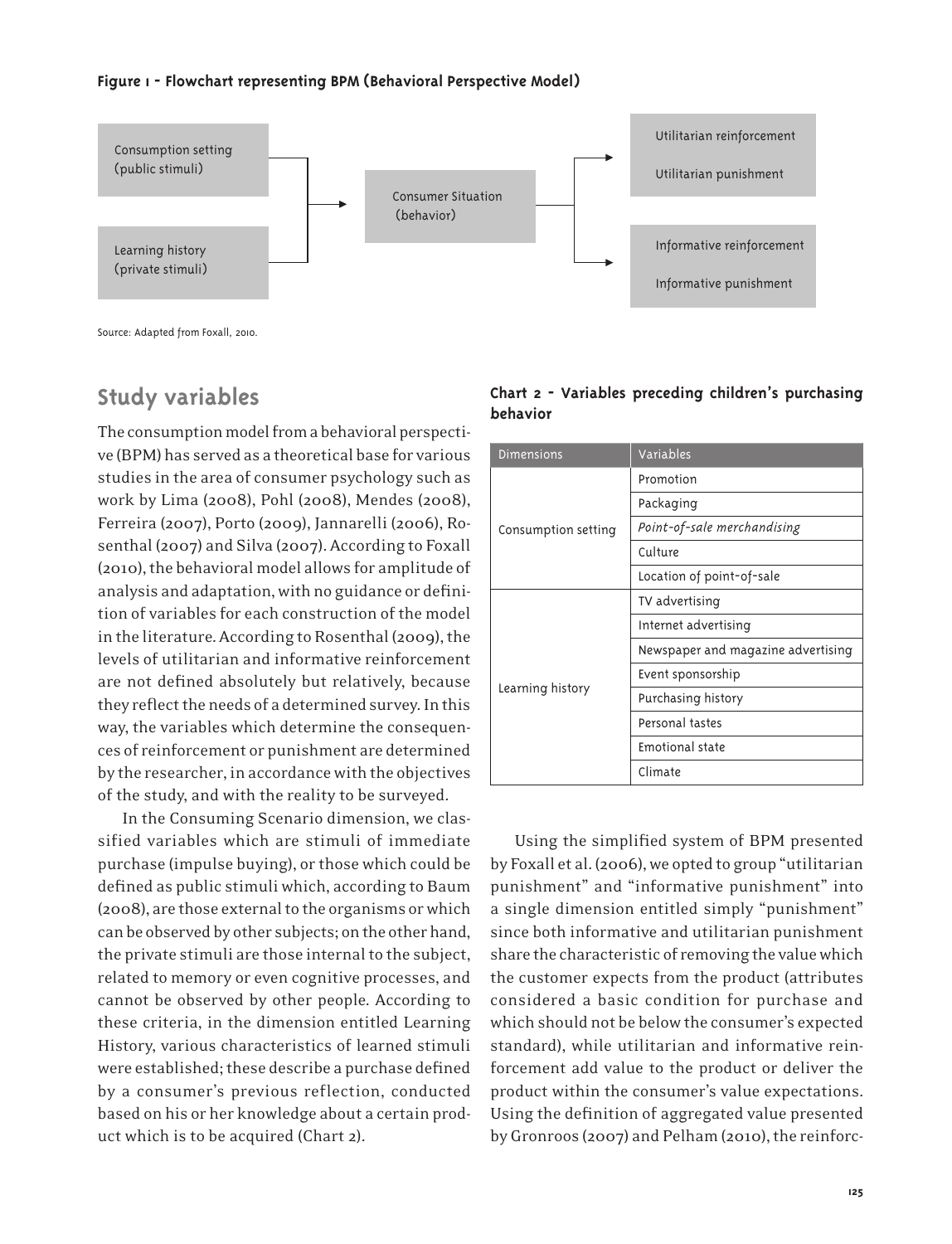**Figure 1 - Flowchart representing BPM (Behavioral Perspective Model)**

Consumption setting (public stimuli)

Learning history (private stimuli)

Consumer Situation (behavior)

Utilitarian reinforcement

Utilitarian punishment

Informative reinforcement

Informative punishment

Source: Adapted from Foxall, 2010.

## Study variables

The consumption model from a behavioral perspective (BPM) has served as a theoretical base for various studies in the area of consumer psychology such as work by Lima (2008), Pohl (2008), Mendes (2008), Ferreira (2007), Porto (2009), Jannarelli (2006), Rosenthal (2007) and Silva (2007). According to Foxall (2010), the behavioral model allows for amplitude of analysis and adaptation, with no guidance or definition of variables for each construction of the model in the literature. According to Rosenthal (2009), the levels of utilitarian and informative reinforcement are not defined absolutely but relatively, because they reflect the needs of a determined survey. In this way, the variables which determine the consequences of reinforcement or punishment are determined by the researcher, in accordance with the objectives of the study, and with the reality to be surveyed.

In the Consuming Scenario dimension, we classified variables which are stimuli of immediate purchase (impulse buying), or those which could be defined as public stimuli which, according to Baum (2008), are those external to the organisms or which can be observed by other subjects; on the other hand, the private stimuli are those internal to the subject, related to memory or even cognitive processes, and cannot be observed by other people. According to these criteria, in the dimension entitled Learning History, various characteristics of learned stimuli were established; these describe a purchase defined by a consumer's previous reflection, conducted based on his or her knowledge about a certain product which is to be acquired (Chart 2).

**Chart 2 - Variables preceding children's purchasing behavior**

| Dimensions | Variables |
|---|---|
| Consumption setting | Promotion |
| | Packaging |
| | *Point-of-sale merchandising* |
| | Culture |
| | Location of point-of-sale |
| Learning history | TV advertising |
| | Internet advertising |
| | Newspaper and magazine advertising |
| | Event sponsorship |
| | Purchasing history |
| | Personal tastes |
| | Emotional state |
| | Climate |

Using the simplified system of BPM presented by Foxall et al. (2006), we opted to group "utilitarian punishment" and "informative punishment" into a single dimension entitled simply "punishment" since both informative and utilitarian punishment share the characteristic of removing the value which the customer expects from the product (attributes considered a basic condition for purchase and which should not be below the consumer's expected standard), while utilitarian and informative reinforcement add value to the product or deliver the product within the consumer's value expectations. Using the definition of aggregated value presented by Gronroos (2007) and Pelham (2010), the reinforc-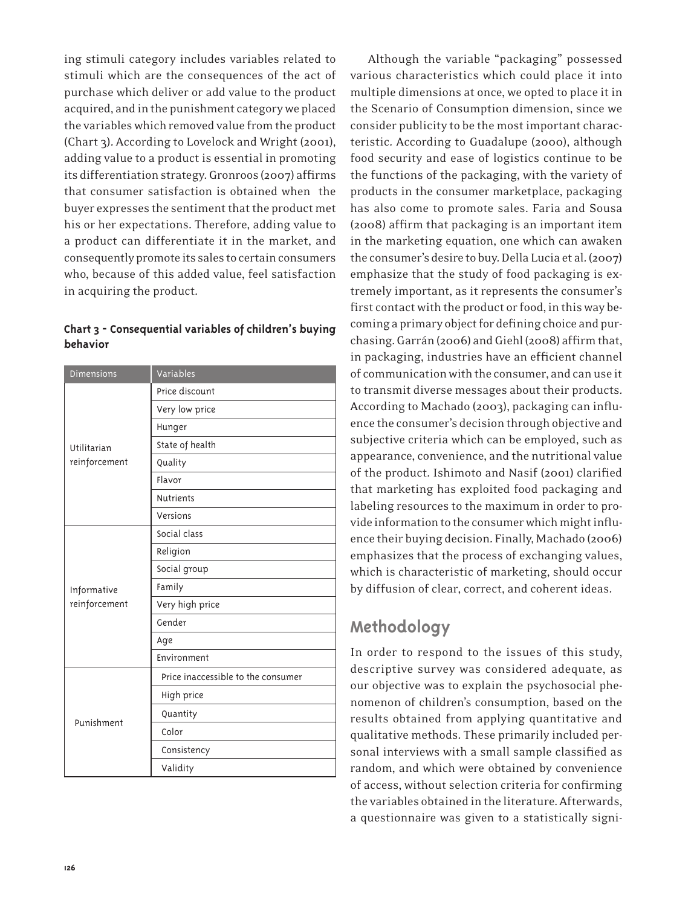ing stimuli category includes variables related to stimuli which are the consequences of the act of purchase which deliver or add value to the product acquired, and in the punishment category we placed the variables which removed value from the product (Chart 3). According to Lovelock and Wright (2001), adding value to a product is essential in promoting its differentiation strategy. Gronroos (2007) affirms that consumer satisfaction is obtained when the buyer expresses the sentiment that the product met his or her expectations. Therefore, adding value to a product can differentiate it in the market, and consequently promote its sales to certain consumers who, because of this added value, feel satisfaction in acquiring the product.

**Chart 3 - Consequential variables of children's buying behavior**

| Dimensions | Variables |
|---|---|
| Utilitarian reinforcement | Price discount |
| | Very low price |
| | Hunger |
| | State of health |
| | Quality |
| | Flavor |
| | Nutrients |
| | Versions |
| Informative reinforcement | Social class |
| | Religion |
| | Social group |
| | Family |
| | Very high price |
| | Gender |
| | Age |
| | Environment |
| Punishment | Price inaccessible to the consumer |
| | High price |
| | Quantity |
| | Color |
| | Consistency |
| | Validity |

Although the variable "packaging" possessed various characteristics which could place it into multiple dimensions at once, we opted to place it in the Scenario of Consumption dimension, since we consider publicity to be the most important characteristic. According to Guadalupe (2000), although food security and ease of logistics continue to be the functions of the packaging, with the variety of products in the consumer marketplace, packaging has also come to promote sales. Faria and Sousa (2008) affirm that packaging is an important item in the marketing equation, one which can awaken the consumer's desire to buy. Della Lucia et al. (2007) emphasize that the study of food packaging is extremely important, as it represents the consumer's first contact with the product or food, in this way becoming a primary object for defining choice and purchasing. Garrán (2006) and Giehl (2008) affirm that, in packaging, industries have an efficient channel of communication with the consumer, and can use it to transmit diverse messages about their products. According to Machado (2003), packaging can influence the consumer's decision through objective and subjective criteria which can be employed, such as appearance, convenience, and the nutritional value of the product. Ishimoto and Nasif (2001) clarified that marketing has exploited food packaging and labeling resources to the maximum in order to provide information to the consumer which might influence their buying decision. Finally, Machado (2006) emphasizes that the process of exchanging values, which is characteristic of marketing, should occur by diffusion of clear, correct, and coherent ideas.

## Methodology

In order to respond to the issues of this study, descriptive survey was considered adequate, as our objective was to explain the psychosocial phenomenon of children's consumption, based on the results obtained from applying quantitative and qualitative methods. These primarily included personal interviews with a small sample classified as random, and which were obtained by convenience of access, without selection criteria for confirming the variables obtained in the literature. Afterwards, a questionnaire was given to a statistically signi-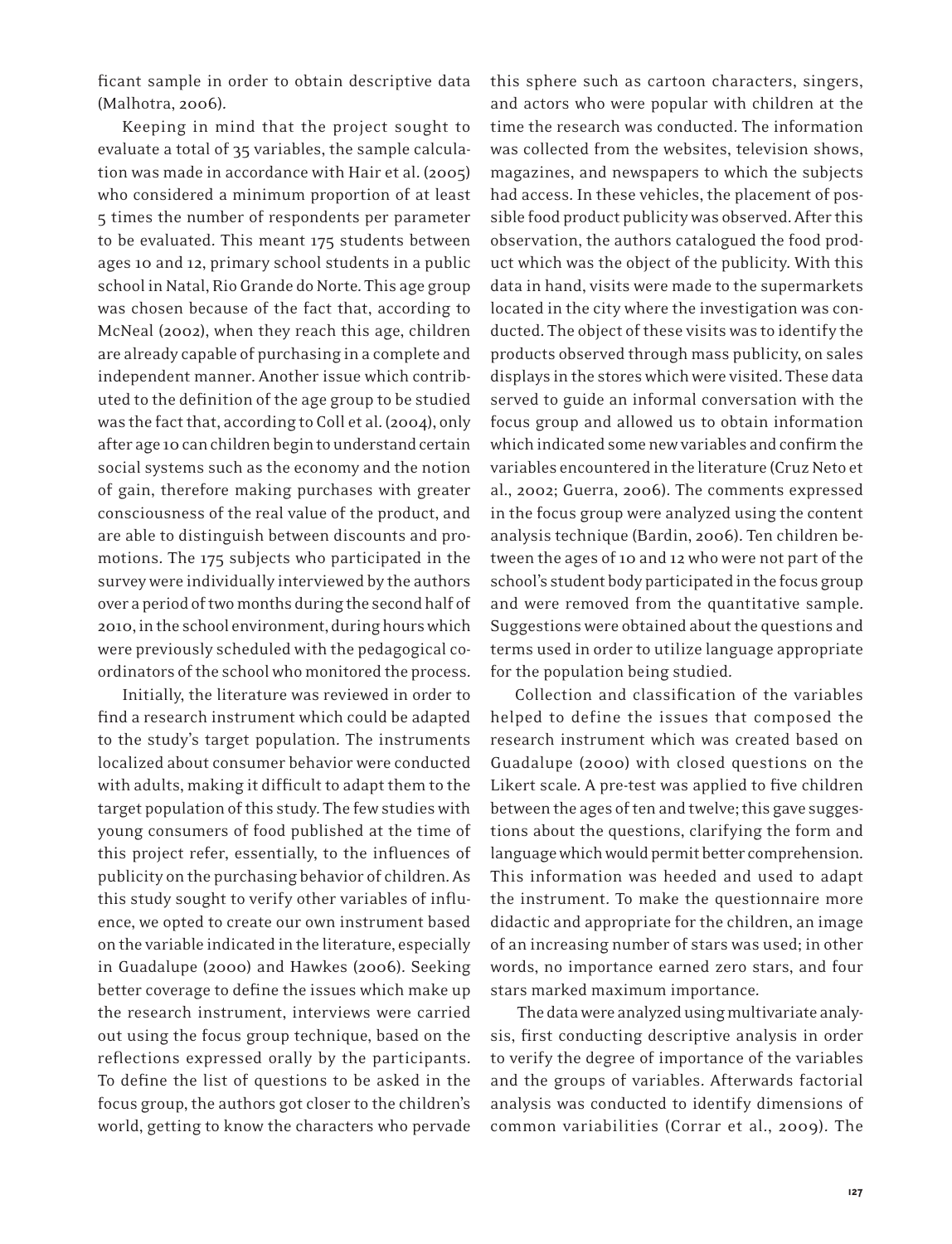ficant sample in order to obtain descriptive data (Malhotra, 2006).

Keeping in mind that the project sought to evaluate a total of 35 variables, the sample calculation was made in accordance with Hair et al. (2005) who considered a minimum proportion of at least 5 times the number of respondents per parameter to be evaluated. This meant 175 students between ages 10 and 12, primary school students in a public school in Natal, Rio Grande do Norte. This age group was chosen because of the fact that, according to McNeal (2002), when they reach this age, children are already capable of purchasing in a complete and independent manner. Another issue which contributed to the definition of the age group to be studied was the fact that, according to Coll et al. (2004), only after age 10 can children begin to understand certain social systems such as the economy and the notion of gain, therefore making purchases with greater consciousness of the real value of the product, and are able to distinguish between discounts and promotions. The 175 subjects who participated in the survey were individually interviewed by the authors over a period of two months during the second half of 2010, in the school environment, during hours which were previously scheduled with the pedagogical coordinators of the school who monitored the process.

Initially, the literature was reviewed in order to find a research instrument which could be adapted to the study's target population. The instruments localized about consumer behavior were conducted with adults, making it difficult to adapt them to the target population of this study. The few studies with young consumers of food published at the time of this project refer, essentially, to the influences of publicity on the purchasing behavior of children. As this study sought to verify other variables of influence, we opted to create our own instrument based on the variable indicated in the literature, especially in Guadalupe (2000) and Hawkes (2006). Seeking better coverage to define the issues which make up the research instrument, interviews were carried out using the focus group technique, based on the reflections expressed orally by the participants. To define the list of questions to be asked in the focus group, the authors got closer to the children's world, getting to know the characters who pervade this sphere such as cartoon characters, singers, and actors who were popular with children at the time the research was conducted. The information was collected from the websites, television shows, magazines, and newspapers to which the subjects had access. In these vehicles, the placement of possible food product publicity was observed. After this observation, the authors catalogued the food product which was the object of the publicity. With this data in hand, visits were made to the supermarkets located in the city where the investigation was conducted. The object of these visits was to identify the products observed through mass publicity, on sales displays in the stores which were visited. These data served to guide an informal conversation with the focus group and allowed us to obtain information which indicated some new variables and confirm the variables encountered in the literature (Cruz Neto et al., 2002; Guerra, 2006). The comments expressed in the focus group were analyzed using the content analysis technique (Bardin, 2006). Ten children between the ages of 10 and 12 who were not part of the school's student body participated in the focus group and were removed from the quantitative sample. Suggestions were obtained about the questions and terms used in order to utilize language appropriate for the population being studied.

Collection and classification of the variables helped to define the issues that composed the research instrument which was created based on Guadalupe (2000) with closed questions on the Likert scale. A pre-test was applied to five children between the ages of ten and twelve; this gave suggestions about the questions, clarifying the form and language which would permit better comprehension. This information was heeded and used to adapt the instrument. To make the questionnaire more didactic and appropriate for the children, an image of an increasing number of stars was used; in other words, no importance earned zero stars, and four stars marked maximum importance.

The data were analyzed using multivariate analysis, first conducting descriptive analysis in order to verify the degree of importance of the variables and the groups of variables. Afterwards factorial analysis was conducted to identify dimensions of common variabilities (Corrar et al., 2009). The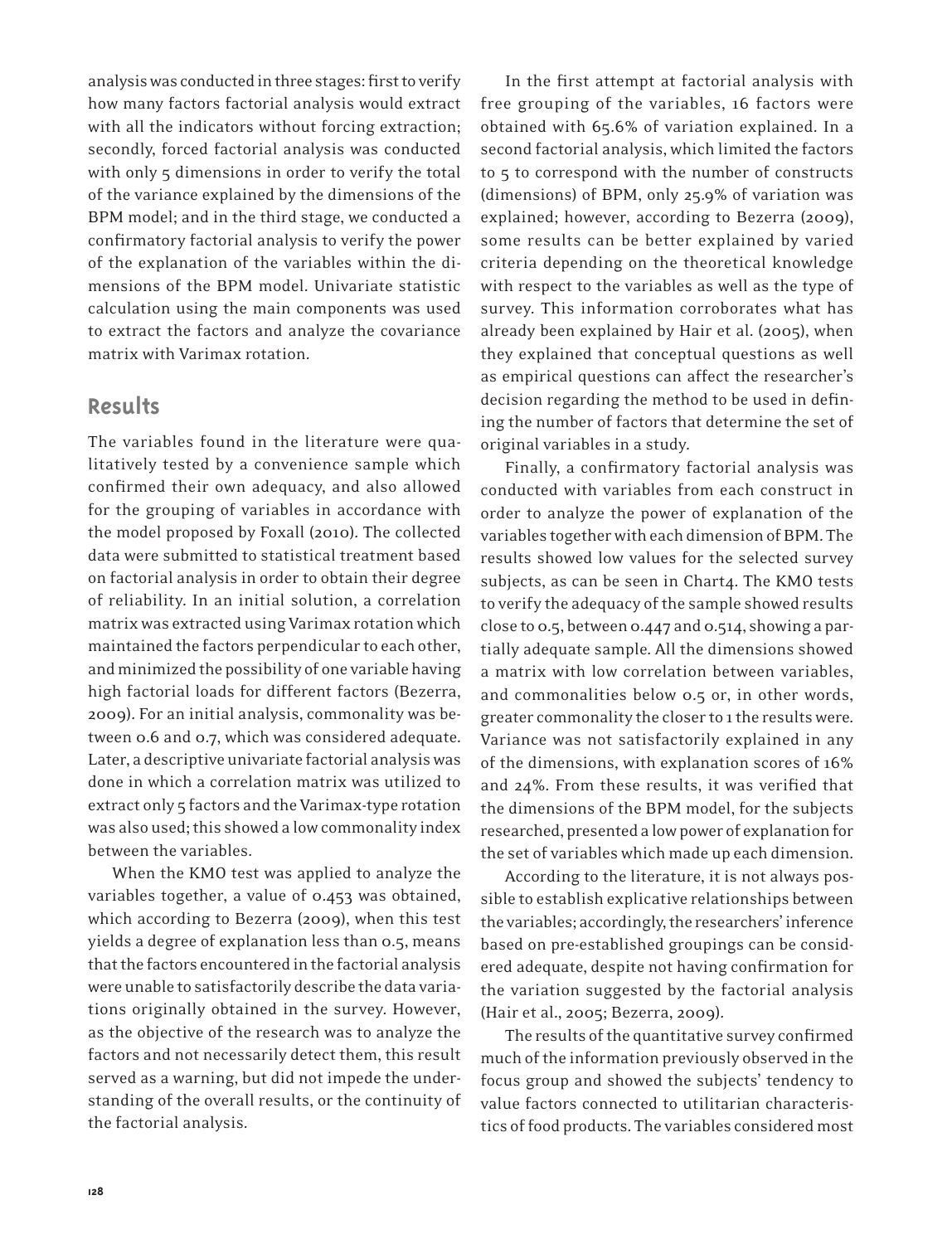analysis was conducted in three stages: first to verify how many factors factorial analysis would extract with all the indicators without forcing extraction; secondly, forced factorial analysis was conducted with only 5 dimensions in order to verify the total of the variance explained by the dimensions of the BPM model; and in the third stage, we conducted a confirmatory factorial analysis to verify the power of the explanation of the variables within the dimensions of the BPM model. Univariate statistic calculation using the main components was used to extract the factors and analyze the covariance matrix with Varimax rotation.

## Results

The variables found in the literature were qualitatively tested by a convenience sample which confirmed their own adequacy, and also allowed for the grouping of variables in accordance with the model proposed by Foxall (2010). The collected data were submitted to statistical treatment based on factorial analysis in order to obtain their degree of reliability. In an initial solution, a correlation matrix was extracted using Varimax rotation which maintained the factors perpendicular to each other, and minimized the possibility of one variable having high factorial loads for different factors (Bezerra, 2009). For an initial analysis, commonality was between 0.6 and 0.7, which was considered adequate. Later, a descriptive univariate factorial analysis was done in which a correlation matrix was utilized to extract only 5 factors and the Varimax-type rotation was also used; this showed a low commonality index between the variables.

When the KMO test was applied to analyze the variables together, a value of 0.453 was obtained, which according to Bezerra (2009), when this test yields a degree of explanation less than 0.5, means that the factors encountered in the factorial analysis were unable to satisfactorily describe the data variations originally obtained in the survey. However, as the objective of the research was to analyze the factors and not necessarily detect them, this result served as a warning, but did not impede the understanding of the overall results, or the continuity of the factorial analysis.

In the first attempt at factorial analysis with free grouping of the variables, 16 factors were obtained with 65.6% of variation explained. In a second factorial analysis, which limited the factors to 5 to correspond with the number of constructs (dimensions) of BPM, only 25.9% of variation was explained; however, according to Bezerra (2009), some results can be better explained by varied criteria depending on the theoretical knowledge with respect to the variables as well as the type of survey. This information corroborates what has already been explained by Hair et al. (2005), when they explained that conceptual questions as well as empirical questions can affect the researcher's decision regarding the method to be used in defining the number of factors that determine the set of original variables in a study.

Finally, a confirmatory factorial analysis was conducted with variables from each construct in order to analyze the power of explanation of the variables together with each dimension of BPM. The results showed low values for the selected survey subjects, as can be seen in Chart4. The KMO tests to verify the adequacy of the sample showed results close to 0.5, between 0.447 and 0.514, showing a partially adequate sample. All the dimensions showed a matrix with low correlation between variables, and commonalities below 0.5 or, in other words, greater commonality the closer to 1 the results were. Variance was not satisfactorily explained in any of the dimensions, with explanation scores of 16% and 24%. From these results, it was verified that the dimensions of the BPM model, for the subjects researched, presented a low power of explanation for the set of variables which made up each dimension.

According to the literature, it is not always possible to establish explicative relationships between the variables; accordingly, the researchers' inference based on pre-established groupings can be considered adequate, despite not having confirmation for the variation suggested by the factorial analysis (Hair et al., 2005; Bezerra, 2009).

The results of the quantitative survey confirmed much of the information previously observed in the focus group and showed the subjects' tendency to value factors connected to utilitarian characteristics of food products. The variables considered most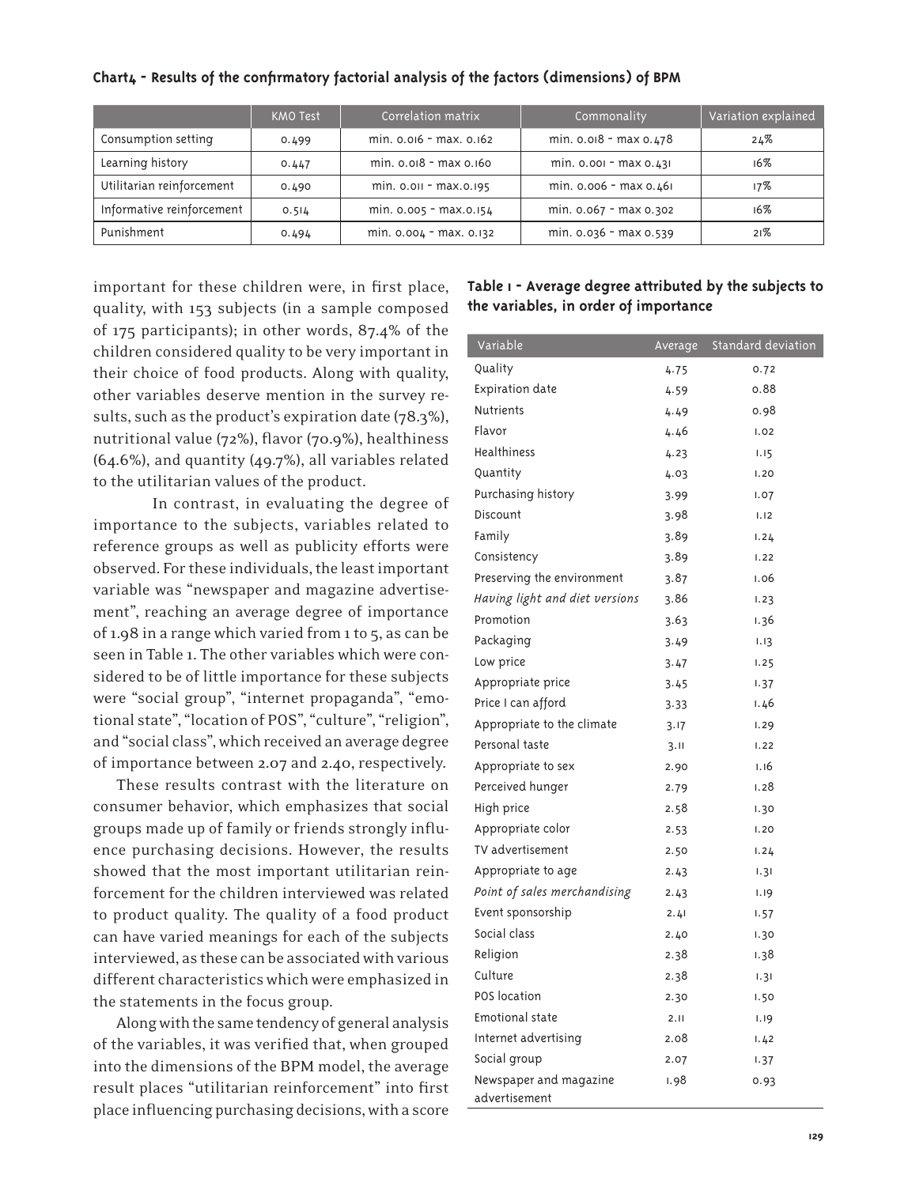**Chart4 - Results of the confirmatory factorial analysis of the factors (dimensions) of BPM**

| | KMO Test | Correlation matrix | Commonality | Variation explained |
|---|---|---|---|---|
| Consumption setting | 0.499 | min. 0.016 - max. 0.162 | min. 0.018 - max 0.478 | 24% |
| Learning history | 0.447 | min. 0.018 - max 0.160 | min. 0.001 - max 0.431 | 16% |
| Utilitarian reinforcement | 0.490 | min. 0.011 - max.0.195 | min. 0.006 - max 0.461 | 17% |
| Informative reinforcement | 0.514 | min. 0.005 - max.0.154 | min. 0.067 - max 0.302 | 16% |
| Punishment | 0.494 | min. 0.004 - max. 0.132 | min. 0.036 - max 0.539 | 21% |

important for these children were, in first place, quality, with 153 subjects (in a sample composed of 175 participants); in other words, 87.4% of the children considered quality to be very important in their choice of food products. Along with quality, other variables deserve mention in the survey results, such as the product's expiration date (78.3%), nutritional value (72%), flavor (70.9%), healthiness (64.6%), and quantity (49.7%), all variables related to the utilitarian values of the product.

In contrast, in evaluating the degree of importance to the subjects, variables related to reference groups as well as publicity efforts were observed. For these individuals, the least important variable was "newspaper and magazine advertisement", reaching an average degree of importance of 1.98 in a range which varied from 1 to 5, as can be seen in Table 1. The other variables which were considered to be of little importance for these subjects were "social group", "internet propaganda", "emotional state", "location of POS", "culture", "religion", and "social class", which received an average degree of importance between 2.07 and 2.40, respectively.

These results contrast with the literature on consumer behavior, which emphasizes that social groups made up of family or friends strongly influence purchasing decisions. However, the results showed that the most important utilitarian reinforcement for the children interviewed was related to product quality. The quality of a food product can have varied meanings for each of the subjects interviewed, as these can be associated with various different characteristics which were emphasized in the statements in the focus group.

Along with the same tendency of general analysis of the variables, it was verified that, when grouped into the dimensions of the BPM model, the average result places "utilitarian reinforcement" into first place influencing purchasing decisions, with a score

**Table 1 - Average degree attributed by the subjects to the variables, in order of importance**

| Variable | Average | Standard deviation |
|---|---|---|
| Quality | 4.75 | 0.72 |
| Expiration date | 4.59 | 0.88 |
| Nutrients | 4.49 | 0.98 |
| Flavor | 4.46 | 1.02 |
| Healthiness | 4.23 | 1.15 |
| Quantity | 4.03 | 1.20 |
| Purchasing history | 3.99 | 1.07 |
| Discount | 3.98 | 1.12 |
| Family | 3.89 | 1.24 |
| Consistency | 3.89 | 1.22 |
| Preserving the environment | 3.87 | 1.06 |
| *Having light and diet versions* | 3.86 | 1.23 |
| Promotion | 3.63 | 1.36 |
| Packaging | 3.49 | 1.13 |
| Low price | 3.47 | 1.25 |
| Appropriate price | 3.45 | 1.37 |
| Price I can afford | 3.33 | 1.46 |
| Appropriate to the climate | 3.17 | 1.29 |
| Personal taste | 3.11 | 1.22 |
| Appropriate to sex | 2.90 | 1.16 |
| Perceived hunger | 2.79 | 1.28 |
| High price | 2.58 | 1.30 |
| Appropriate color | 2.53 | 1.20 |
| TV advertisement | 2.50 | 1.24 |
| Appropriate to age | 2.43 | 1.31 |
| *Point of sales merchandising* | 2.43 | 1.19 |
| Event sponsorship | 2.41 | 1.57 |
| Social class | 2.40 | 1.30 |
| Religion | 2.38 | 1.38 |
| Culture | 2.38 | 1.31 |
| POS location | 2.30 | 1.50 |
| Emotional state | 2.11 | 1.19 |
| Internet advertising | 2.08 | 1.42 |
| Social group | 2.07 | 1.37 |
| Newspaper and magazine advertisement | 1.98 | 0.93 |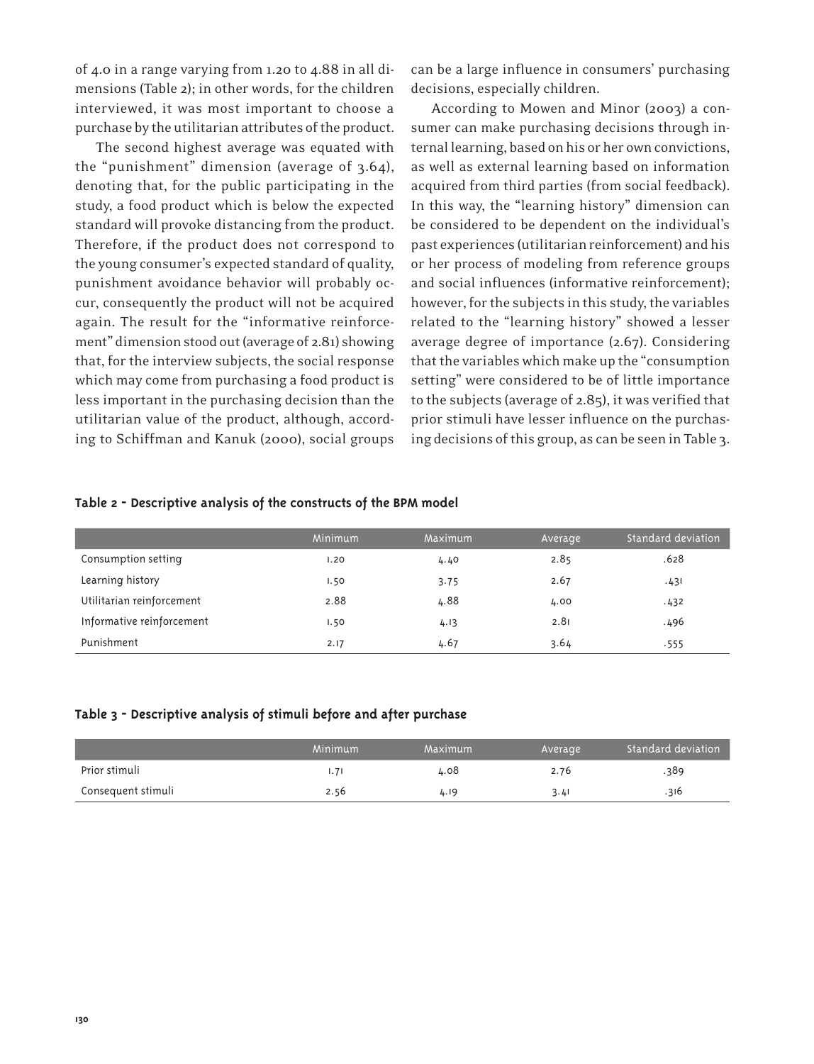of 4.0 in a range varying from 1.20 to 4.88 in all dimensions (Table 2); in other words, for the children interviewed, it was most important to choose a purchase by the utilitarian attributes of the product.

The second highest average was equated with the "punishment" dimension (average of 3.64), denoting that, for the public participating in the study, a food product which is below the expected standard will provoke distancing from the product. Therefore, if the product does not correspond to the young consumer's expected standard of quality, punishment avoidance behavior will probably occur, consequently the product will not be acquired again. The result for the "informative reinforcement" dimension stood out (average of 2.81) showing that, for the interview subjects, the social response which may come from purchasing a food product is less important in the purchasing decision than the utilitarian value of the product, although, according to Schiffman and Kanuk (2000), social groups can be a large influence in consumers' purchasing decisions, especially children.

According to Mowen and Minor (2003) a consumer can make purchasing decisions through internal learning, based on his or her own convictions, as well as external learning based on information acquired from third parties (from social feedback). In this way, the "learning history" dimension can be considered to be dependent on the individual's past experiences (utilitarian reinforcement) and his or her process of modeling from reference groups and social influences (informative reinforcement); however, for the subjects in this study, the variables related to the "learning history" showed a lesser average degree of importance (2.67). Considering that the variables which make up the "consumption setting" were considered to be of little importance to the subjects (average of 2.85), it was verified that prior stimuli have lesser influence on the purchasing decisions of this group, as can be seen in Table 3.

**Table 2 - Descriptive analysis of the constructs of the BPM model**

| | Minimum | Maximum | Average | Standard deviation |
|---|---|---|---|---|
| Consumption setting | 1.20 | 4.40 | 2.85 | .628 |
| Learning history | 1.50 | 3.75 | 2.67 | .431 |
| Utilitarian reinforcement | 2.88 | 4.88 | 4.00 | .432 |
| Informative reinforcement | 1.50 | 4.13 | 2.81 | .496 |
| Punishment | 2.17 | 4.67 | 3.64 | .555 |

**Table 3 - Descriptive analysis of stimuli *before* and *after* purchase**

| | Minimum | Maximum | Average | Standard deviation |
|---|---|---|---|---|
| Prior stimuli | 1.71 | 4.08 | 2.76 | .389 |
| Consequent stimuli | 2.56 | 4.19 | 3.41 | .316 |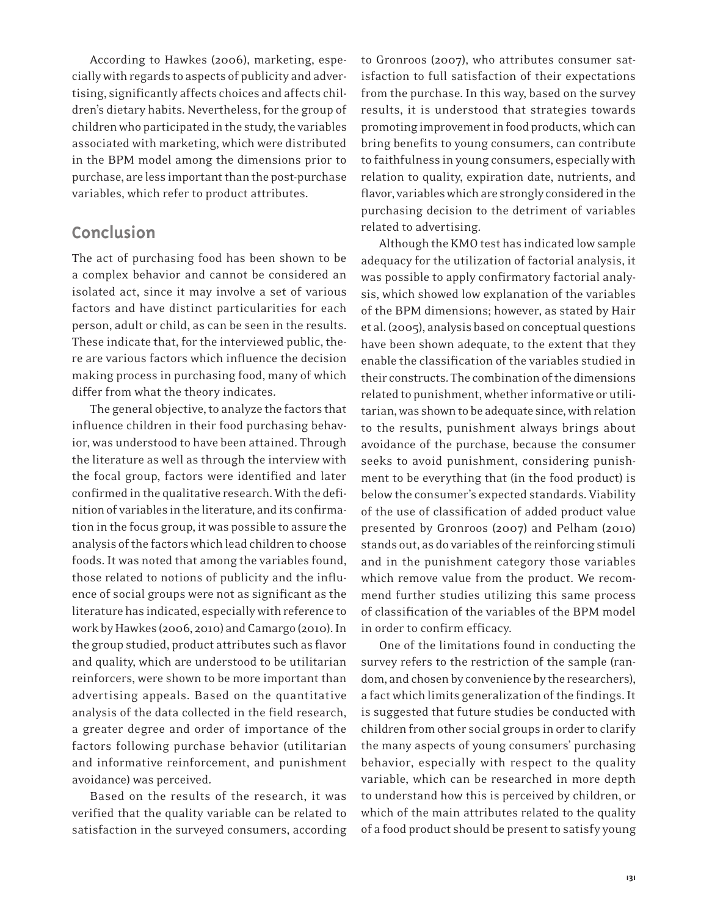According to Hawkes (2006), marketing, especially with regards to aspects of publicity and advertising, significantly affects choices and affects children's dietary habits. Nevertheless, for the group of children who participated in the study, the variables associated with marketing, which were distributed in the BPM model among the dimensions prior to purchase, are less important than the post-purchase variables, which refer to product attributes.

## Conclusion

The act of purchasing food has been shown to be a complex behavior and cannot be considered an isolated act, since it may involve a set of various factors and have distinct particularities for each person, adult or child, as can be seen in the results. These indicate that, for the interviewed public, there are various factors which influence the decision making process in purchasing food, many of which differ from what the theory indicates.

The general objective, to analyze the factors that influence children in their food purchasing behavior, was understood to have been attained. Through the literature as well as through the interview with the focal group, factors were identified and later confirmed in the qualitative research. With the definition of variables in the literature, and its confirmation in the focus group, it was possible to assure the analysis of the factors which lead children to choose foods. It was noted that among the variables found, those related to notions of publicity and the influence of social groups were not as significant as the literature has indicated, especially with reference to work by Hawkes (2006, 2010) and Camargo (2010). In the group studied, product attributes such as flavor and quality, which are understood to be utilitarian reinforcers, were shown to be more important than advertising appeals. Based on the quantitative analysis of the data collected in the field research, a greater degree and order of importance of the factors following purchase behavior (utilitarian and informative reinforcement, and punishment avoidance) was perceived.

Based on the results of the research, it was verified that the quality variable can be related to satisfaction in the surveyed consumers, according to Gronroos (2007), who attributes consumer satisfaction to full satisfaction of their expectations from the purchase. In this way, based on the survey results, it is understood that strategies towards promoting improvement in food products, which can bring benefits to young consumers, can contribute to faithfulness in young consumers, especially with relation to quality, expiration date, nutrients, and flavor, variables which are strongly considered in the purchasing decision to the detriment of variables related to advertising.

Although the KMO test has indicated low sample adequacy for the utilization of factorial analysis, it was possible to apply confirmatory factorial analysis, which showed low explanation of the variables of the BPM dimensions; however, as stated by Hair et al. (2005), analysis based on conceptual questions have been shown adequate, to the extent that they enable the classification of the variables studied in their constructs. The combination of the dimensions related to punishment, whether informative or utilitarian, was shown to be adequate since, with relation to the results, punishment always brings about avoidance of the purchase, because the consumer seeks to avoid punishment, considering punishment to be everything that (in the food product) is below the consumer's expected standards. Viability of the use of classification of added product value presented by Gronroos (2007) and Pelham (2010) stands out, as do variables of the reinforcing stimuli and in the punishment category those variables which remove value from the product. We recommend further studies utilizing this same process of classification of the variables of the BPM model in order to confirm efficacy.

One of the limitations found in conducting the survey refers to the restriction of the sample (random, and chosen by convenience by the researchers), a fact which limits generalization of the findings. It is suggested that future studies be conducted with children from other social groups in order to clarify the many aspects of young consumers' purchasing behavior, especially with respect to the quality variable, which can be researched in more depth to understand how this is perceived by children, or which of the main attributes related to the quality of a food product should be present to satisfy young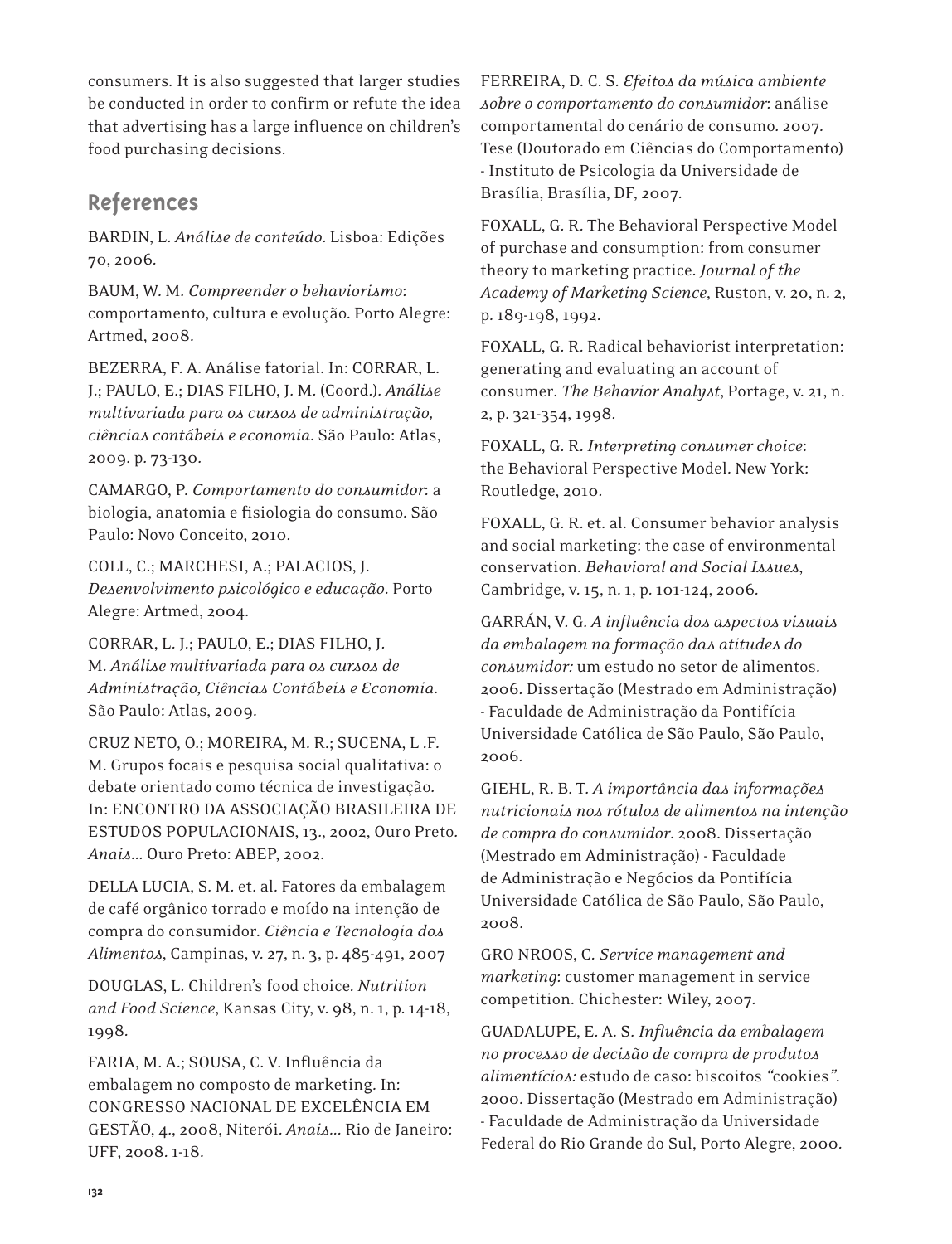consumers. It is also suggested that larger studies be conducted in order to confirm or refute the idea that advertising has a large influence on children's food purchasing decisions.

## References

BARDIN, L. *Análise de conteúdo*. Lisboa: Edições 70, 2006.

BAUM, W. M. *Compreender o behaviorismo*: comportamento, cultura e evolução. Porto Alegre: Artmed, 2008.

BEZERRA, F. A. Análise fatorial. In: CORRAR, L. J.; PAULO, E.; DIAS FILHO, J. M. (Coord.). *Análise multivariada para os cursos de administração, ciências contábeis e economia*. São Paulo: Atlas, 2009. p. 73-130.

CAMARGO, P. *Comportamento do consumidor*: a biologia, anatomia e fisiologia do consumo. São Paulo: Novo Conceito, 2010.

COLL, C.; MARCHESI, A.; PALACIOS, J. *Desenvolvimento psicológico e educação*. Porto Alegre: Artmed, 2004.

CORRAR, L. J.; PAULO, E.; DIAS FILHO, J. M. *Análise multivariada para os cursos de Administração, Ciências Contábeis e Economia*. São Paulo: Atlas, 2009.

CRUZ NETO, O.; MOREIRA, M. R.; SUCENA, L .F. M. Grupos focais e pesquisa social qualitativa: o debate orientado como técnica de investigação. In: ENCONTRO DA ASSOCIAÇÃO BRASILEIRA DE ESTUDOS POPULACIONAIS, 13., 2002, Ouro Preto. *Anais...* Ouro Preto: ABEP, 2002.

DELLA LUCIA, S. M. et. al. Fatores da embalagem de café orgânico torrado e moído na intenção de compra do consumidor. *Ciência e Tecnologia dos Alimentos*, Campinas, v. 27, n. 3, p. 485-491, 2007

DOUGLAS, L. Children's food choice. *Nutrition and Food Science*, Kansas City, v. 98, n. 1, p. 14-18, 1998.

FARIA, M. A.; SOUSA, C. V. Influência da embalagem no composto de marketing. In: CONGRESSO NACIONAL DE EXCELÊNCIA EM GESTÃO, 4., 2008, Niterói. *Anais...* Rio de Janeiro: UFF, 2008. 1-18.

FERREIRA, D. C. S. *Efeitos da música ambiente sobre o comportamento do consumidor*: análise comportamental do cenário de consumo. 2007. Tese (Doutorado em Ciências do Comportamento) - Instituto de Psicologia da Universidade de Brasília, Brasília, DF, 2007.

FOXALL, G. R. The Behavioral Perspective Model of purchase and consumption: from consumer theory to marketing practice. *Journal of the Academy of Marketing Science*, Ruston, v. 20, n. 2, p. 189-198, 1992.

FOXALL, G. R. Radical behaviorist interpretation: generating and evaluating an account of consumer. *The Behavior Analyst*, Portage, v. 21, n. 2, p. 321-354, 1998.

FOXALL, G. R. *Interpreting consumer choice*: the Behavioral Perspective Model. New York: Routledge, 2010.

FOXALL, G. R. et. al. Consumer behavior analysis and social marketing: the case of environmental conservation. *Behavioral and Social Issues*, Cambridge, v. 15, n. 1, p. 101-124, 2006.

GARRÁN, V. G. *A influência dos aspectos visuais da embalagem na formação das atitudes do consumidor:* um estudo no setor de alimentos. 2006. Dissertação (Mestrado em Administração) - Faculdade de Administração da Pontifícia Universidade Católica de São Paulo, São Paulo, 2006.

GIEHL, R. B. T. *A importância das informações nutricionais nos rótulos de alimentos na intenção de compra do consumidor*. 2008. Dissertação (Mestrado em Administração) - Faculdade de Administração e Negócios da Pontifícia Universidade Católica de São Paulo, São Paulo, 2008.

GRO NROOS, C. *Service management and marketing*: customer management in service competition. Chichester: Wiley, 2007.

GUADALUPE, E. A. S. *Influência da embalagem no processo de decisão de compra de produtos alimentícios:* estudo de caso: biscoitos "cookies". 2000. Dissertação (Mestrado em Administração) - Faculdade de Administração da Universidade Federal do Rio Grande do Sul, Porto Alegre, 2000.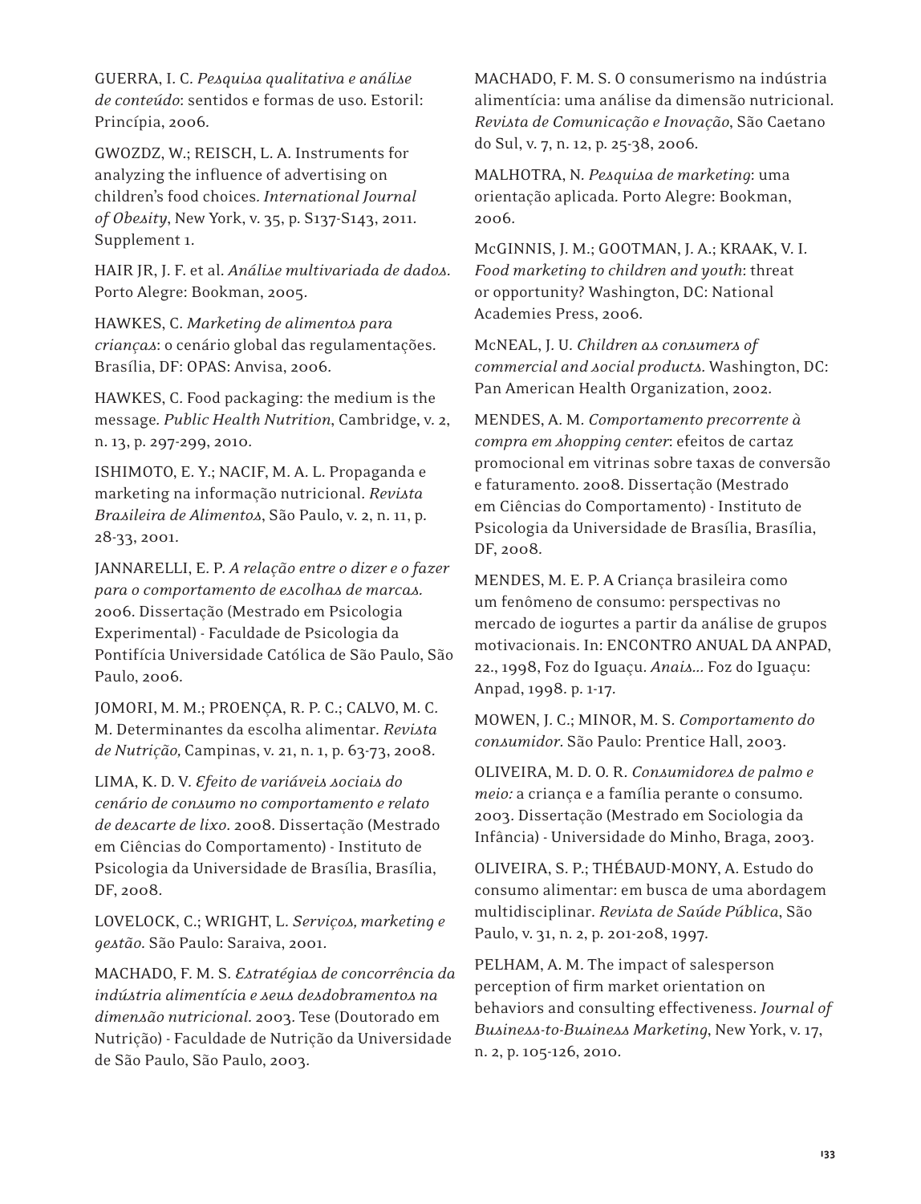GUERRA, I. C. *Pesquisa qualitativa e análise de conteúdo*: sentidos e formas de uso. Estoril: Princípia, 2006.

GWOZDZ, W.; REISCH, L. A. Instruments for analyzing the influence of advertising on children's food choices. *International Journal of Obesity*, New York, v. 35, p. S137-S143, 2011. Supplement 1.

HAIR JR, J. F. et al. *Análise multivariada de dados*. Porto Alegre: Bookman, 2005.

HAWKES, C. *Marketing de alimentos para crianças*: o cenário global das regulamentações. Brasília, DF: OPAS: Anvisa, 2006.

HAWKES, C. Food packaging: the medium is the message. *Public Health Nutrition*, Cambridge, v. 2, n. 13, p. 297-299, 2010.

ISHIMOTO, E. Y.; NACIF, M. A. L. Propaganda e marketing na informação nutricional. *Revista Brasileira de Alimentos*, São Paulo, v. 2, n. 11, p. 28-33, 2001.

JANNARELLI, E. P. *A relação entre o dizer e o fazer para o comportamento de escolhas de marcas.* 2006. Dissertação (Mestrado em Psicologia Experimental) - Faculdade de Psicologia da Pontifícia Universidade Católica de São Paulo, São Paulo, 2006.

JOMORI, M. M.; PROENÇA, R. P. C.; CALVO, M. C. M. Determinantes da escolha alimentar. *Revista de Nutrição,* Campinas, v. 21, n. 1, p. 63-73, 2008.

LIMA, K. D. V. *Efeito de variáveis sociais do cenário de consumo no comportamento e relato de descarte de lixo.* 2008. Dissertação (Mestrado em Ciências do Comportamento) - Instituto de Psicologia da Universidade de Brasília, Brasília, DF, 2008.

LOVELOCK, C.; WRIGHT, L. *Serviços, marketing e gestão.* São Paulo: Saraiva, 2001.

MACHADO, F. M. S. *Estratégias de concorrência da indústria alimentícia e seus desdobramentos na dimensão nutricional.* 2003. Tese (Doutorado em Nutrição) - Faculdade de Nutrição da Universidade de São Paulo, São Paulo, 2003.

MACHADO, F. M. S. O consumerismo na indústria alimentícia: uma análise da dimensão nutricional. *Revista de Comunicação e Inovação*, São Caetano do Sul, v. 7, n. 12, p. 25-38, 2006.

MALHOTRA, N. *Pesquisa de marketing*: uma orientação aplicada. Porto Alegre: Bookman, 2006.

McGINNIS, J. M.; GOOTMAN, J. A.; KRAAK, V. I. *Food marketing to children and youth*: threat or opportunity? Washington, DC: National Academies Press, 2006.

McNEAL, J. U. *Children as consumers of commercial and social products.* Washington, DC: Pan American Health Organization, 2002.

MENDES, A. M. *Comportamento precorrente à compra em shopping center*: efeitos de cartaz promocional em vitrinas sobre taxas de conversão e faturamento. 2008. Dissertação (Mestrado em Ciências do Comportamento) - Instituto de Psicologia da Universidade de Brasília, Brasília, DF, 2008.

MENDES, M. E. P. A Criança brasileira como um fenômeno de consumo: perspectivas no mercado de iogurtes a partir da análise de grupos motivacionais. In: ENCONTRO ANUAL DA ANPAD, 22., 1998, Foz do Iguaçu. *Anais...* Foz do Iguaçu: Anpad, 1998. p. 1-17.

MOWEN, J. C.; MINOR, M. S. *Comportamento do consumidor.* São Paulo: Prentice Hall, 2003.

OLIVEIRA, M. D. O. R. *Consumidores de palmo e meio:* a criança e a família perante o consumo. 2003. Dissertação (Mestrado em Sociologia da Infância) - Universidade do Minho, Braga, 2003.

OLIVEIRA, S. P.; THÉBAUD-MONY, A. Estudo do consumo alimentar: em busca de uma abordagem multidisciplinar. *Revista de Saúde Pública*, São Paulo, v. 31, n. 2, p. 201-208, 1997.

PELHAM, A. M. The impact of salesperson perception of firm market orientation on behaviors and consulting effectiveness. *Journal of Business-to-Business Marketing*, New York, v. 17, n. 2, p. 105-126, 2010.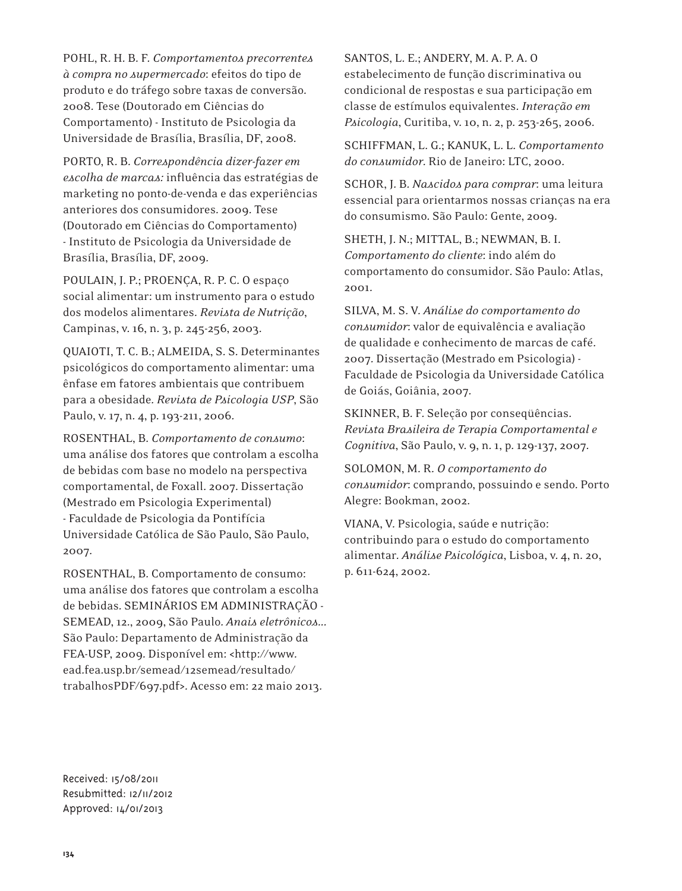POHL, R. H. B. F. *Comportamentos precorrentes à compra no supermercado*: efeitos do tipo de produto e do tráfego sobre taxas de conversão. 2008. Tese (Doutorado em Ciências do Comportamento) - Instituto de Psicologia da Universidade de Brasília, Brasília, DF, 2008.

PORTO, R. B. *Correspondência dizer-fazer em escolha de marcas:* influência das estratégias de marketing no ponto-de-venda e das experiências anteriores dos consumidores. 2009. Tese (Doutorado em Ciências do Comportamento) - Instituto de Psicologia da Universidade de Brasília, Brasília, DF, 2009.

POULAIN, J. P.; PROENÇA, R. P. C. O espaço social alimentar: um instrumento para o estudo dos modelos alimentares. *Revista de Nutrição*, Campinas, v. 16, n. 3, p. 245-256, 2003.

QUAIOTI, T. C. B.; ALMEIDA, S. S. Determinantes psicológicos do comportamento alimentar: uma ênfase em fatores ambientais que contribuem para a obesidade. *Revista de Psicologia USP*, São Paulo, v. 17, n. 4, p. 193-211, 2006.

ROSENTHAL, B. *Comportamento de consumo*: uma análise dos fatores que controlam a escolha de bebidas com base no modelo na perspectiva comportamental, de Foxall. 2007. Dissertação (Mestrado em Psicologia Experimental) - Faculdade de Psicologia da Pontifícia Universidade Católica de São Paulo, São Paulo, 2007.

ROSENTHAL, B. Comportamento de consumo: uma análise dos fatores que controlam a escolha de bebidas. SEMINÁRIOS EM ADMINISTRAÇÃO - SEMEAD, 12., 2009, São Paulo. *Anais eletrônicos...* São Paulo: Departamento de Administração da FEA-USP, 2009. Disponível em: <http://www.ead.fea.usp.br/semead/12semead/resultado/trabalhosPDF/697.pdf>. Acesso em: 22 maio 2013.

SANTOS, L. E.; ANDERY, M. A. P. A. O estabelecimento de função discriminativa ou condicional de respostas e sua participação em classe de estímulos equivalentes. *Interação em Psicologia*, Curitiba, v. 10, n. 2, p. 253-265, 2006.

SCHIFFMAN, L. G.; KANUK, L. L. *Comportamento do consumidor*. Rio de Janeiro: LTC, 2000.

SCHOR, J. B. *Nascidos para comprar*: uma leitura essencial para orientarmos nossas crianças na era do consumismo. São Paulo: Gente, 2009.

SHETH, J. N.; MITTAL, B.; NEWMAN, B. I. *Comportamento do cliente*: indo além do comportamento do consumidor. São Paulo: Atlas, 2001.

SILVA, M. S. V. *Análise do comportamento do consumidor*: valor de equivalência e avaliação de qualidade e conhecimento de marcas de café. 2007. Dissertação (Mestrado em Psicologia) - Faculdade de Psicologia da Universidade Católica de Goiás, Goiânia, 2007.

SKINNER, B. F. Seleção por conseqüências. *Revista Brasileira de Terapia Comportamental e Cognitiva*, São Paulo, v. 9, n. 1, p. 129-137, 2007.

SOLOMON, M. R. *O comportamento do consumidor*: comprando, possuindo e sendo. Porto Alegre: Bookman, 2002.

VIANA, V. Psicologia, saúde e nutrição: contribuindo para o estudo do comportamento alimentar. *Análise Psicológica*, Lisboa, v. 4, n. 20, p. 611-624, 2002.

Received: 15/08/2011
Resubmitted: 12/11/2012
Approved: 14/01/2013